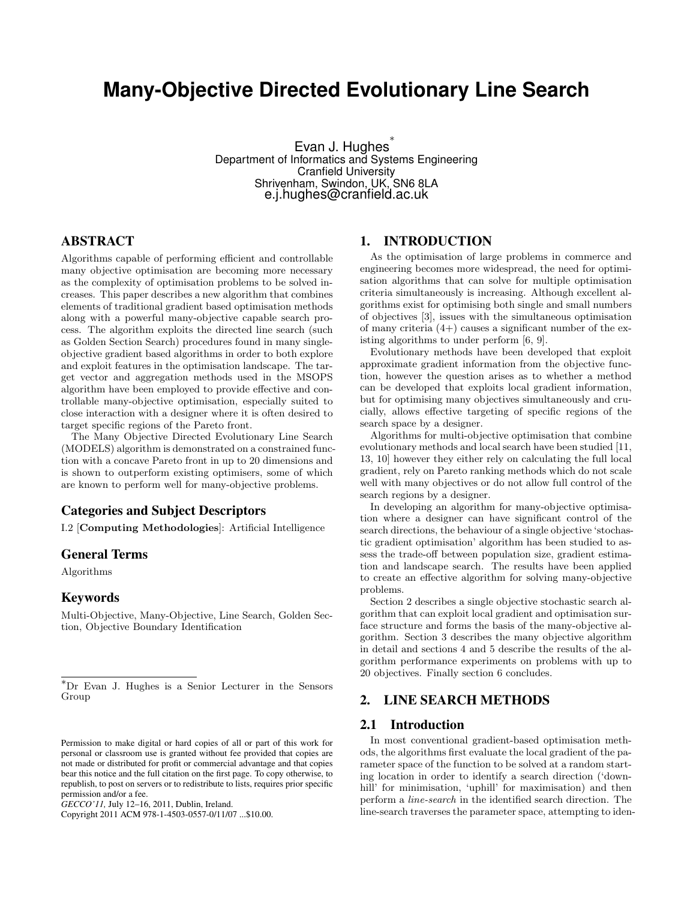# Many-Objective Directed Evolutionary Line Search

Evan J. Hughes*
Department of Informatics and Systems Engineering
Cranfield University
Shrivenham, Swindon, UK, SN6 8LA
e.j.hughes@cranfield.ac.uk

## ABSTRACT

Algorithms capable of performing efficient and controllable many objective optimisation are becoming more necessary as the complexity of optimisation problems to be solved increases. This paper describes a new algorithm that combines elements of traditional gradient based optimisation methods along with a powerful many-objective capable search process. The algorithm exploits the directed line search (such as Golden Section Search) procedures found in many single-objective gradient based algorithms in order to both explore and exploit features in the optimisation landscape. The target vector and aggregation methods used in the MSOPS algorithm have been employed to provide effective and controllable many-objective optimisation, especially suited to close interaction with a designer where it is often desired to target specific regions of the Pareto front.

The Many Objective Directed Evolutionary Line Search (MODELS) algorithm is demonstrated on a constrained function with a concave Pareto front in up to 20 dimensions and is shown to outperform existing optimisers, some of which are known to perform well for many-objective problems.

### Categories and Subject Descriptors

I.2 [**Computing Methodologies**]: Artificial Intelligence

### General Terms

Algorithms

### Keywords

Multi-Objective, Many-Objective, Line Search, Golden Section, Objective Boundary Identification

*Dr Evan J. Hughes is a Senior Lecturer in the Sensors Group

Permission to make digital or hard copies of all or part of this work for personal or classroom use is granted without fee provided that copies are not made or distributed for profit or commercial advantage and that copies bear this notice and the full citation on the first page. To copy otherwise, to republish, to post on servers or to redistribute to lists, requires prior specific permission and/or a fee.
*GECCO'11,* July 12–16, 2011, Dublin, Ireland.
Copyright 2011 ACM 978-1-4503-0557-0/11/07 ...$10.00.

## 1. INTRODUCTION

As the optimisation of large problems in commerce and engineering becomes more widespread, the need for optimisation algorithms that can solve for multiple optimisation criteria simultaneously is increasing. Although excellent algorithms exist for optimising both single and small numbers of objectives [3], issues with the simultaneous optimisation of many criteria (4+) causes a significant number of the existing algorithms to under perform [6, 9].

Evolutionary methods have been developed that exploit approximate gradient information from the objective function, however the question arises as to whether a method can be developed that exploits local gradient information, but for optimising many objectives simultaneously and crucially, allows effective targeting of specific regions of the search space by a designer.

Algorithms for multi-objective optimisation that combine evolutionary methods and local search have been studied [11, 13, 10] however they either rely on calculating the full local gradient, rely on Pareto ranking methods which do not scale well with many objectives or do not allow full control of the search regions by a designer.

In developing an algorithm for many-objective optimisation where a designer can have significant control of the search directions, the behaviour of a single objective 'stochastic gradient optimisation' algorithm has been studied to assess the trade-off between population size, gradient estimation and landscape search. The results have been applied to create an effective algorithm for solving many-objective problems.

Section 2 describes a single objective stochastic search algorithm that can exploit local gradient and optimisation surface structure and forms the basis of the many-objective algorithm. Section 3 describes the many objective algorithm in detail and sections 4 and 5 describe the results of the algorithm performance experiments on problems with up to 20 objectives. Finally section 6 concludes.

## 2. LINE SEARCH METHODS

### 2.1 Introduction

In most conventional gradient-based optimisation methods, the algorithms first evaluate the local gradient of the parameter space of the function to be solved at a random starting location in order to identify a search direction ('downhill' for minimisation, 'uphill' for maximisation) and then perform a *line-search* in the identified search direction. The line-search traverses the parameter space, attempting to iden-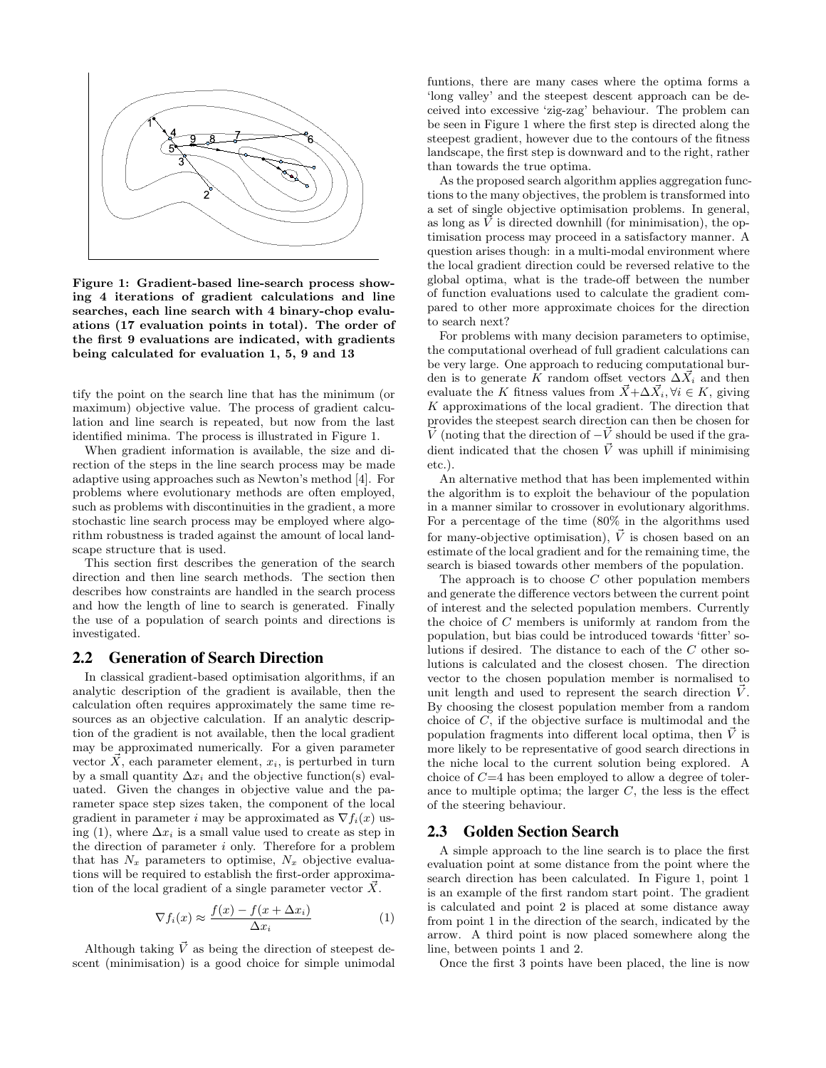**Figure 1: Gradient-based line-search process showing 4 iterations of gradient calculations and line searches, each line search with 4 binary-chop evaluations (17 evaluation points in total). The order of the first 9 evaluations are indicated, with gradients being calculated for evaluation 1, 5, 9 and 13**

tify the point on the search line that has the minimum (or maximum) objective value. The process of gradient calculation and line search is repeated, but now from the last identified minima. The process is illustrated in Figure 1.

When gradient information is available, the size and direction of the steps in the line search process may be made adaptive using approaches such as Newton's method [4]. For problems where evolutionary methods are often employed, such as problems with discontinuities in the gradient, a more stochastic line search process may be employed where algorithm robustness is traded against the amount of local landscape structure that is used.

This section first describes the generation of the search direction and then line search methods. The section then describes how constraints are handled in the search process and how the length of line to search is generated. Finally the use of a population of search points and directions is investigated.

## 2.2 Generation of Search Direction

In classical gradient-based optimisation algorithms, if an analytic description of the gradient is available, then the calculation often requires approximately the same time resources as an objective calculation. If an analytic description of the gradient is not available, then the local gradient may be approximated numerically. For a given parameter vector $\vec{X}$, each parameter element, $x_i$, is perturbed in turn by a small quantity $\Delta x_i$ and the objective function(s) evaluated. Given the changes in objective value and the parameter space step sizes taken, the component of the local gradient in parameter $i$ may be approximated as $\nabla f_i(x)$ using (1), where $\Delta x_i$ is a small value used to create as step in the direction of parameter $i$ only. Therefore for a problem that has $N_x$ parameters to optimise, $N_x$ objective evaluations will be required to establish the first-order approximation of the local gradient of a single parameter vector $\vec{X}$.

$$\nabla f_i(x) \approx \frac{f(x) - f(x + \Delta x_i)}{\Delta x_i} \quad (1)$$

Although taking $\vec{V}$ as being the direction of steepest descent (minimisation) is a good choice for simple unimodal funtions, there are many cases where the optima forms a 'long valley' and the steepest descent approach can be deceived into excessive 'zig-zag' behaviour. The problem can be seen in Figure 1 where the first step is directed along the steepest gradient, however due to the contours of the fitness landscape, the first step is downward and to the right, rather than towards the true optima.

As the proposed search algorithm applies aggregation functions to the many objectives, the problem is transformed into a set of single objective optimisation problems. In general, as long as $\vec{V}$ is directed downhill (for minimisation), the optimisation process may proceed in a satisfactory manner. A question arises though: in a multi-modal environment where the local gradient direction could be reversed relative to the global optima, what is the trade-off between the number of function evaluations used to calculate the gradient compared to other more approximate choices for the direction to search next?

For problems with many decision parameters to optimise, the computational overhead of full gradient calculations can be very large. One approach to reducing computational burden is to generate $K$ random offset vectors $\Delta\vec{X}_i$ and then evaluate the $K$ fitness values from $\vec{X}+\Delta\vec{X}_i, \forall i \in K$, giving $K$ approximations of the local gradient. The direction that provides the steepest search direction can then be chosen for $\vec{V}$ (noting that the direction of $-\vec{V}$ should be used if the gradient indicated that the chosen $\vec{V}$ was uphill if minimising etc.).

An alternative method that has been implemented within the algorithm is to exploit the behaviour of the population in a manner similar to crossover in evolutionary algorithms. For a percentage of the time (80% in the algorithms used for many-objective optimisation), $\vec{V}$ is chosen based on an estimate of the local gradient and for the remaining time, the search is biased towards other members of the population.

The approach is to choose $C$ other population members and generate the difference vectors between the current point of interest and the selected population members. Currently the choice of $C$ members is uniformly at random from the population, but bias could be introduced towards 'fitter' solutions if desired. The distance to each of the $C$ other solutions is calculated and the closest chosen. The direction vector to the chosen population member is normalised to unit length and used to represent the search direction $\vec{V}$. By choosing the closest population member from a random choice of $C$, if the objective surface is multimodal and the population fragments into different local optima, then $\vec{V}$ is more likely to be representative of good search directions in the niche local to the current solution being explored. A choice of $C$=4 has been employed to allow a degree of tolerance to multiple optima; the larger $C$, the less is the effect of the steering behaviour.

## 2.3 Golden Section Search

A simple approach to the line search is to place the first evaluation point at some distance from the point where the search direction has been calculated. In Figure 1, point 1 is an example of the first random start point. The gradient is calculated and point 2 is placed at some distance away from point 1 in the direction of the search, indicated by the arrow. A third point is now placed somewhere along the line, between points 1 and 2.

Once the first 3 points have been placed, the line is now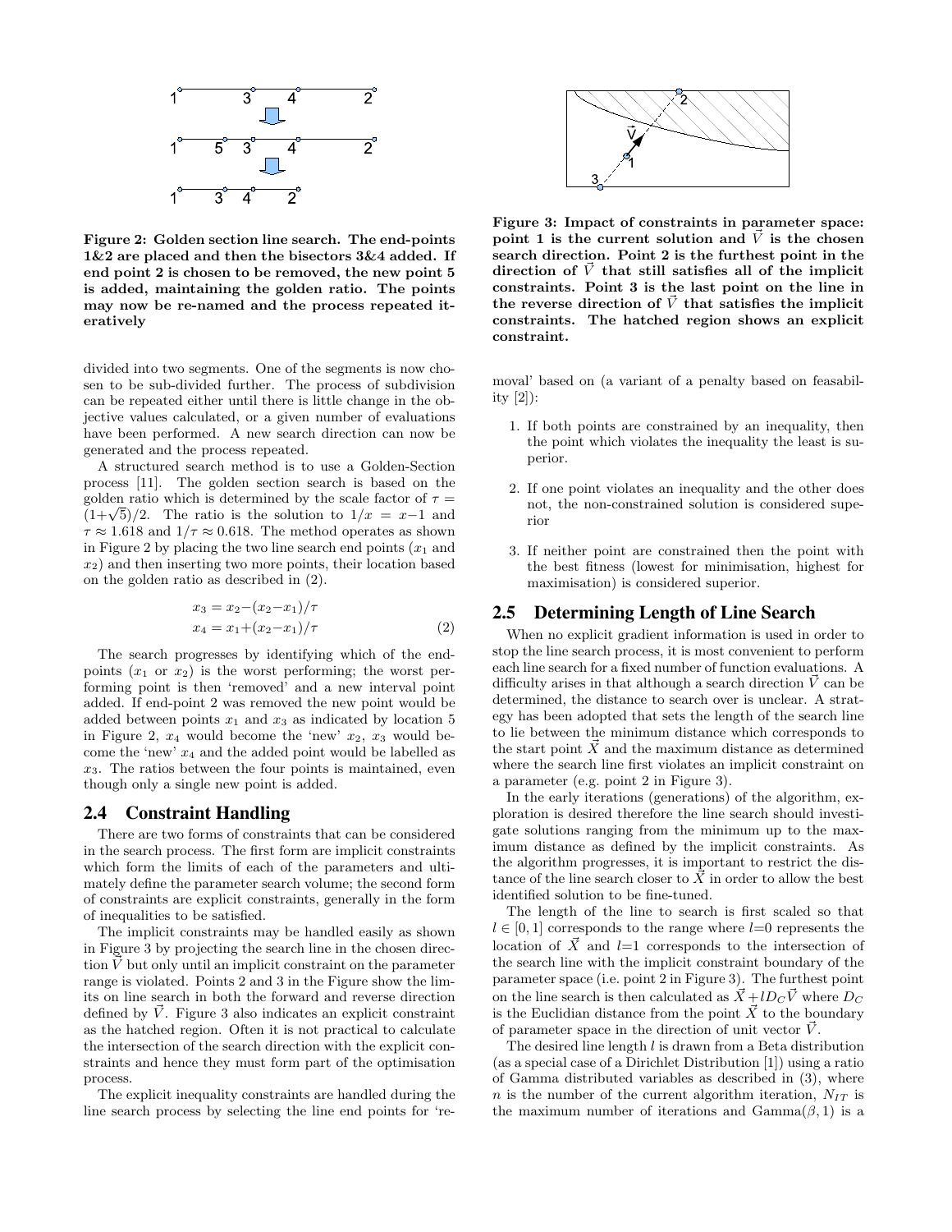Figure 2: Golden section line search. The end-points 1&2 are placed and then the bisectors 3&4 added. If end point 2 is chosen to be removed, the new point 5 is added, maintaining the golden ratio. The points may now be re-named and the process repeated iteratively

divided into two segments. One of the segments is now chosen to be sub-divided further. The process of subdivision can be repeated either until there is little change in the objective values calculated, or a given number of evaluations have been performed. A new search direction can now be generated and the process repeated.

A structured search method is to use a Golden-Section process [11]. The golden section search is based on the golden ratio which is determined by the scale factor of $\tau = (1+\sqrt{5})/2$. The ratio is the solution to $1/x = x-1$ and $\tau \approx 1.618$ and $1/\tau \approx 0.618$. The method operates as shown in Figure 2 by placing the two line search end points ($x_1$ and $x_2$) and then inserting two more points, their location based on the golden ratio as described in (2).

$$
\begin{aligned}
x_3 &= x_2 - (x_2 - x_1)/\tau \\
x_4 &= x_1 + (x_2 - x_1)/\tau
\end{aligned}
\tag{2}
$$

The search progresses by identifying which of the end-points ($x_1$ or $x_2$) is the worst performing; the worst performing point is then 'removed' and a new interval point added. If end-point 2 was removed the new point would be added between points $x_1$ and $x_3$ as indicated by location 5 in Figure 2, $x_4$ would become the 'new' $x_2$, $x_3$ would become the 'new' $x_4$ and the added point would be labelled as $x_3$. The ratios between the four points is maintained, even though only a single new point is added.

## 2.4 Constraint Handling

There are two forms of constraints that can be considered in the search process. The first form are implicit constraints which form the limits of each of the parameters and ultimately define the parameter search volume; the second form of constraints are explicit constraints, generally in the form of inequalities to be satisfied.

The implicit constraints may be handled easily as shown in Figure 3 by projecting the search line in the chosen direction $\vec{V}$ but only until an implicit constraint on the parameter range is violated. Points 2 and 3 in the Figure show the limits on line search in both the forward and reverse direction defined by $\vec{V}$. Figure 3 also indicates an explicit constraint as the hatched region. Often it is not practical to calculate the intersection of the search direction with the explicit constraints and hence they must form part of the optimisation process.

The explicit inequality constraints are handled during the line search process by selecting the line end points for 'removal' based on (a variant of a penalty based on feasability [2]):

1. If both points are constrained by an inequality, then the point which violates the inequality the least is superior.
2. If one point violates an inequality and the other does not, the non-constrained solution is considered superior
3. If neither point are constrained then the point with the best fitness (lowest for minimisation, highest for maximisation) is considered superior.

Figure 3: Impact of constraints in parameter space: point 1 is the current solution and $\vec{V}$ is the chosen search direction. Point 2 is the furthest point in the direction of $\vec{V}$ that still satisfies all of the implicit constraints. Point 3 is the last point on the line in the reverse direction of $\vec{V}$ that satisfies the implicit constraints. The hatched region shows an explicit constraint.

## 2.5 Determining Length of Line Search

When no explicit gradient information is used in order to stop the line search process, it is most convenient to perform each line search for a fixed number of function evaluations. A difficulty arises in that although a search direction $\vec{V}$ can be determined, the distance to search over is unclear. A strategy has been adopted that sets the length of the search line to lie between the minimum distance which corresponds to the start point $\vec{X}$ and the maximum distance as determined where the search line first violates an implicit constraint on a parameter (e.g. point 2 in Figure 3).

In the early iterations (generations) of the algorithm, exploration is desired therefore the line search should investigate solutions ranging from the minimum up to the maximum distance as defined by the implicit constraints. As the algorithm progresses, it is important to restrict the distance of the line search closer to $\vec{X}$ in order to allow the best identified solution to be fine-tuned.

The length of the line to search is first scaled so that $l \in [0, 1]$ corresponds to the range where $l$=0 represents the location of $\vec{X}$ and $l$=1 corresponds to the intersection of the search line with the implicit constraint boundary of the parameter space (i.e. point 2 in Figure 3). The furthest point on the line search is then calculated as $\vec{X} + lD_C\vec{V}$ where $D_C$ is the Euclidian distance from the point $\vec{X}$ to the boundary of parameter space in the direction of unit vector $\vec{V}$.

The desired line length $l$ is drawn from a Beta distribution (as a special case of a Dirichlet Distribution [1]) using a ratio of Gamma distributed variables as described in (3), where $n$ is the number of the current algorithm iteration, $N_{IT}$ is the maximum number of iterations and Gamma$(\beta, 1)$ is a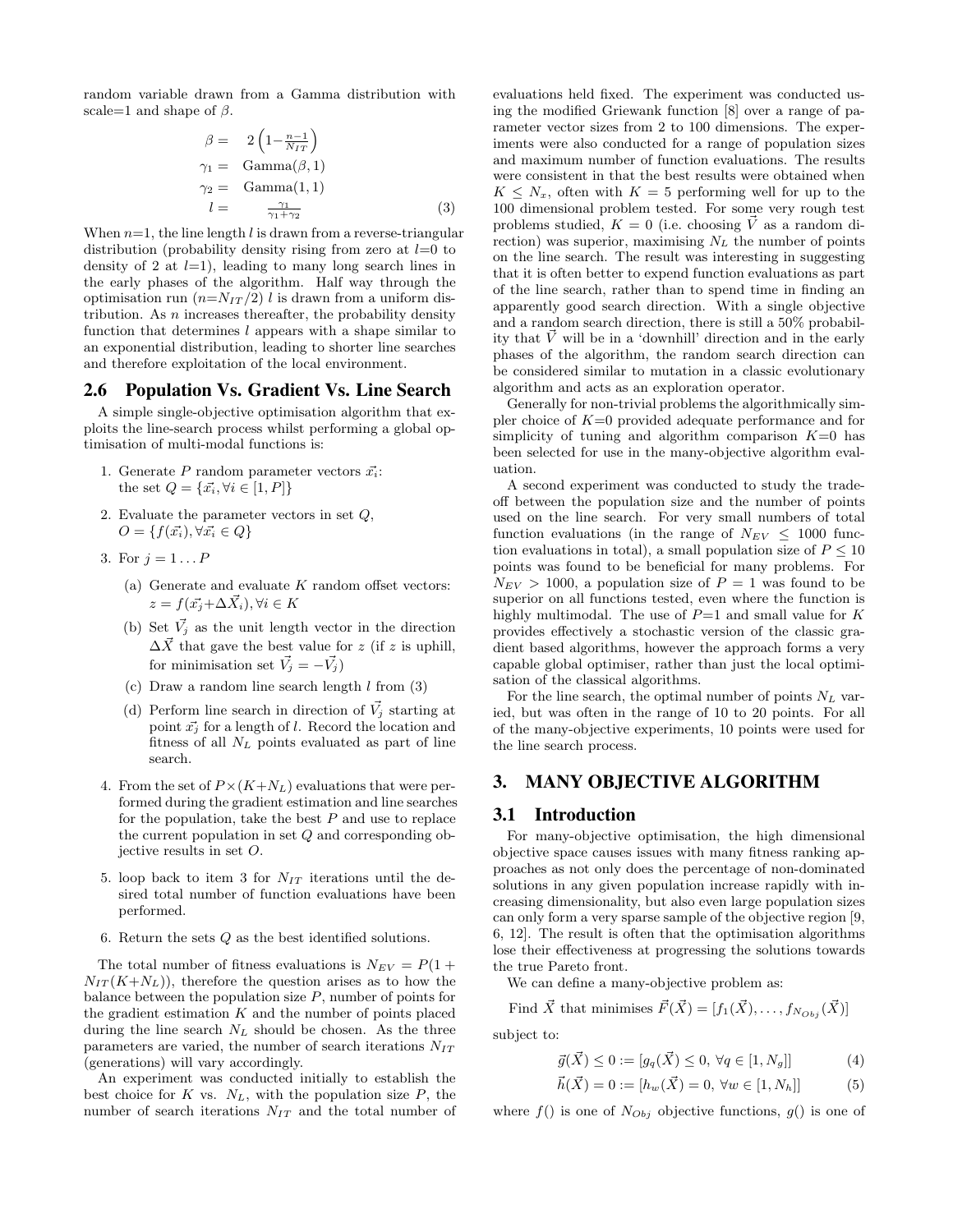random variable drawn from a Gamma distribution with scale=1 and shape of $\beta$.

$$\begin{aligned}
\beta &= \quad 2\left(1-\frac{n-1}{N_{IT}}\right) \\
\gamma_1 &= \quad \text{Gamma}(\beta, 1) \\
\gamma_2 &= \quad \text{Gamma}(1, 1) \\
l &= \quad \frac{\gamma_1}{\gamma_1+\gamma_2}
\end{aligned} \tag{3}$$

When $n$=1, the line length $l$ is drawn from a reverse-triangular distribution (probability density rising from zero at $l$=0 to density of 2 at $l$=1), leading to many long search lines in the early phases of the algorithm. Half way through the optimisation run ($n$=$N_{IT}/2$) $l$ is drawn from a uniform distribution. As $n$ increases thereafter, the probability density function that determines $l$ appears with a shape similar to an exponential distribution, leading to shorter line searches and therefore exploitation of the local environment.

## 2.6 Population Vs. Gradient Vs. Line Search

A simple single-objective optimisation algorithm that exploits the line-search process whilst performing a global optimisation of multi-modal functions is:

1. Generate $P$ random parameter vectors $\vec{x_i}$: the set $Q = \{\vec{x_i}, \forall i \in [1, P]\}$
2. Evaluate the parameter vectors in set $Q$, $O = \{f(\vec{x_i}), \forall \vec{x_i} \in Q\}$
3. For $j = 1 \ldots P$
   (a) Generate and evaluate $K$ random offset vectors: $z = f(\vec{x_j}+\Delta\vec{X_i}), \forall i \in K$
   (b) Set $\vec{V_j}$ as the unit length vector in the direction $\Delta\vec{X}$ that gave the best value for $z$ (if $z$ is uphill, for minimisation set $\vec{V_j} = -\vec{V_j}$)
   (c) Draw a random line search length $l$ from (3)
   (d) Perform line search in direction of $\vec{V_j}$ starting at point $\vec{x_j}$ for a length of $l$. Record the location and fitness of all $N_L$ points evaluated as part of line search.
4. From the set of $P\times(K+N_L)$ evaluations that were performed during the gradient estimation and line searches for the population, take the best $P$ and use to replace the current population in set $Q$ and corresponding objective results in set $O$.
5. loop back to item 3 for $N_{IT}$ iterations until the desired total number of function evaluations have been performed.
6. Return the sets $Q$ as the best identified solutions.

The total number of fitness evaluations is $N_{EV} = P(1 + N_{IT}(K+N_L))$, therefore the question arises as to how the balance between the population size $P$, number of points for the gradient estimation $K$ and the number of points placed during the line search $N_L$ should be chosen. As the three parameters are varied, the number of search iterations $N_{IT}$ (generations) will vary accordingly.

An experiment was conducted initially to establish the best choice for $K$ vs. $N_L$, with the population size $P$, the number of search iterations $N_{IT}$ and the total number of evaluations held fixed. The experiment was conducted using the modified Griewank function [8] over a range of parameter vector sizes from 2 to 100 dimensions. The experiments were also conducted for a range of population sizes and maximum number of function evaluations. The results were consistent in that the best results were obtained when $K \leq N_x$, often with $K = 5$ performing well for up to the 100 dimensional problem tested. For some very rough test problems studied, $K = 0$ (i.e. choosing $\vec{V}$ as a random direction) was superior, maximising $N_L$ the number of points on the line search. The result was interesting in suggesting that it is often better to expend function evaluations as part of the line search, rather than to spend time in finding an apparently good search direction. With a single objective and a random search direction, there is still a 50% probability that $\vec{V}$ will be in a 'downhill' direction and in the early phases of the algorithm, the random search direction can be considered similar to mutation in a classic evolutionary algorithm and acts as an exploration operator.

Generally for non-trivial problems the algorithmically simpler choice of $K$=0 provided adequate performance and for simplicity of tuning and algorithm comparison $K$=0 has been selected for use in the many-objective algorithm evaluation.

A second experiment was conducted to study the tradeoff between the population size and the number of points used on the line search. For very small numbers of total function evaluations (in the range of $N_{EV} \leq 1000$ function evaluations in total), a small population size of $P \leq 10$ points was found to be beneficial for many problems. For $N_{EV} > 1000$, a population size of $P = 1$ was found to be superior on all functions tested, even where the function is highly multimodal. The use of $P$=1 and small value for $K$ provides effectively a stochastic version of the classic gradient based algorithms, however the approach forms a very capable global optimiser, rather than just the local optimisation of the classical algorithms.

For the line search, the optimal number of points $N_L$ varied, but was often in the range of 10 to 20 points. For all of the many-objective experiments, 10 points were used for the line search process.

# 3. MANY OBJECTIVE ALGORITHM

## 3.1 Introduction

For many-objective optimisation, the high dimensional objective space causes issues with many fitness ranking approaches as not only does the percentage of non-dominated solutions in any given population increase rapidly with increasing dimensionality, but also even large population sizes can only form a very sparse sample of the objective region [9, 6, 12]. The result is often that the optimisation algorithms lose their effectiveness at progressing the solutions towards the true Pareto front.

We can define a many-objective problem as:

$$\text{Find } \vec{X} \text{ that minimises } \vec{F}(\vec{X}) = [f_1(\vec{X}), \ldots, f_{N_{Obj}}(\vec{X})]$$

subject to:

$$\vec{g}(\vec{X}) \leq 0 := [g_q(\vec{X}) \leq 0, \; \forall q \in [1, N_g]] \tag{4}$$

$$\vec{h}(\vec{X}) = 0 := [h_w(\vec{X}) = 0, \; \forall w \in [1, N_h]] \tag{5}$$

where $f()$ is one of $N_{Obj}$ objective functions, $g()$ is one of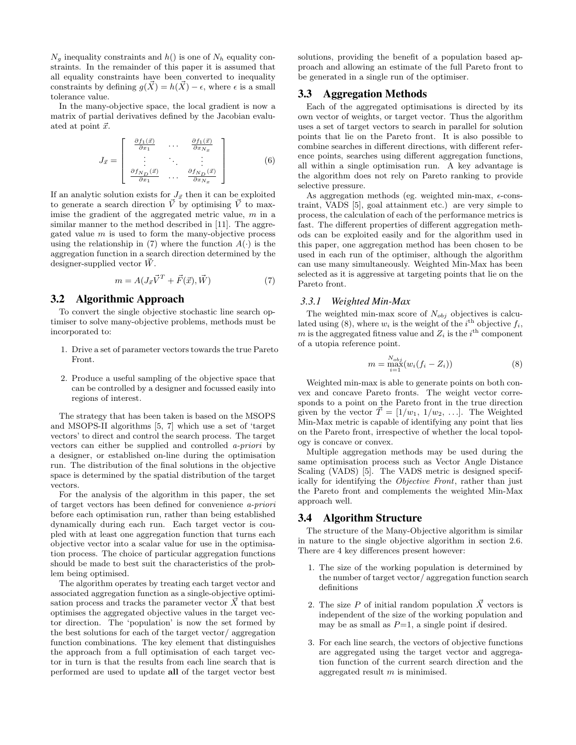$N_g$ inequality constraints and $h()$ is one of $N_h$ equality constraints. In the remainder of this paper it is assumed that all equality constraints have been converted to inequality constraints by defining $g(\vec{X}) = h(\vec{X}) - \epsilon$, where $\epsilon$ is a small tolerance value.

In the many-objective space, the local gradient is now a matrix of partial derivatives defined by the Jacobian evaluated at point $\vec{x}$.

$$J_{\vec{x}} = \begin{bmatrix} \frac{\partial f_1(\vec{x})}{\partial x_1} & \cdots & \frac{\partial f_1(\vec{x})}{\partial x_{N_x}} \\ \vdots & \ddots & \vdots \\ \frac{\partial f_{N_D}(\vec{x})}{\partial x_1} & \cdots & \frac{\partial f_{N_D}(\vec{x})}{\partial x_{N_x}} \end{bmatrix} \tag{6}$$

If an analytic solution exists for $J_{\vec{x}}$ then it can be exploited to generate a search direction $\vec{V}$ by optimising $\vec{V}$ to maximise the gradient of the aggregated metric value, $m$ in a similar manner to the method described in [11]. The aggregated value $m$ is used to form the many-objective process using the relationship in (7) where the function $A(\cdot)$ is the aggregation function in a search direction determined by the designer-supplied vector $\vec{W}$.

$$m = A(J_{\vec{x}}\vec{V}^T + \vec{F}(\vec{x}), \vec{W}) \tag{7}$$

## 3.2 Algorithmic Approach

To convert the single objective stochastic line search optimiser to solve many-objective problems, methods must be incorporated to:

1. Drive a set of parameter vectors towards the true Pareto Front.
2. Produce a useful sampling of the objective space that can be controlled by a designer and focussed easily into regions of interest.

The strategy that has been taken is based on the MSOPS and MSOPS-II algorithms [5, 7] which use a set of 'target vectors' to direct and control the search process. The target vectors can either be supplied and controlled *a-priori* by a designer, or established on-line during the optimisation run. The distribution of the final solutions in the objective space is determined by the spatial distribution of the target vectors.

For the analysis of the algorithm in this paper, the set of target vectors has been defined for convenience *a-priori* before each optimisation run, rather than being established dynamically during each run. Each target vector is coupled with at least one aggregation function that turns each objective vector into a scalar value for use in the optimisation process. The choice of particular aggregation functions should be made to best suit the characteristics of the problem being optimised.

The algorithm operates by treating each target vector and associated aggregation function as a single-objective optimisation process and tracks the parameter vector $\vec{X}$ that best optimises the aggregated objective values in the target vector direction. The 'population' is now the set formed by the best solutions for each of the target vector/ aggregation function combinations. The key element that distinguishes the approach from a full optimisation of each target vector in turn is that the results from each line search that is performed are used to update **all** of the target vector best solutions, providing the benefit of a population based approach and allowing an estimate of the full Pareto front to be generated in a single run of the optimiser.

## 3.3 Aggregation Methods

Each of the aggregated optimisations is directed by its own vector of weights, or target vector. Thus the algorithm uses a set of target vectors to search in parallel for solution points that lie on the Pareto front. It is also possible to combine searches in different directions, with different reference points, searches using different aggregation functions, all within a single optimisation run. A key advantage is the algorithm does not rely on Pareto ranking to provide selective pressure.

As aggregation methods (eg. weighted min-max, $\epsilon$-constraint, VADS [5], goal attainment etc.) are very simple to process, the calculation of each of the performance metrics is fast. The different properties of different aggregation methods can be exploited easily and for the algorithm used in this paper, one aggregation method has been chosen to be used in each run of the optimiser, although the algorithm can use many simultaneously. Weighted Min-Max has been selected as it is aggressive at targeting points that lie on the Pareto front.

### 3.3.1 Weighted Min-Max

The weighted min-max score of $N_{obj}$ objectives is calculated using (8), where $w_i$ is the weight of the $i^{\text{th}}$ objective $f_i$, $m$ is the aggregated fitness value and $Z_i$ is the $i^{\text{th}}$ component of a utopia reference point.

$$m = \max_{i=1}^{N_{obj}}(w_i(f_i - Z_i)) \tag{8}$$

Weighted min-max is able to generate points on both convex and concave Pareto fronts. The weight vector corresponds to a point on the Pareto front in the true direction given by the vector $\vec{T} = [1/w_1,\ 1/w_2,\ \ldots]$. The Weighted Min-Max metric is capable of identifying any point that lies on the Pareto front, irrespective of whether the local topology is concave or convex.

Multiple aggregation methods may be used during the same optimisation process such as Vector Angle Distance Scaling (VADS) [5]. The VADS metric is designed specifically for identifying the *Objective Front*, rather than just the Pareto front and complements the weighted Min-Max approach well.

## 3.4 Algorithm Structure

The structure of the Many-Objective algorithm is similar in nature to the single objective algorithm in section 2.6. There are 4 key differences present however:

1. The size of the working population is determined by the number of target vector/ aggregation function search definitions
2. The size $P$ of initial random population $\vec{X}$ vectors is independent of the size of the working population and may be as small as $P$=1, a single point if desired.
3. For each line search, the vectors of objective functions are aggregated using the target vector and aggregation function of the current search direction and the aggregated result $m$ is minimised.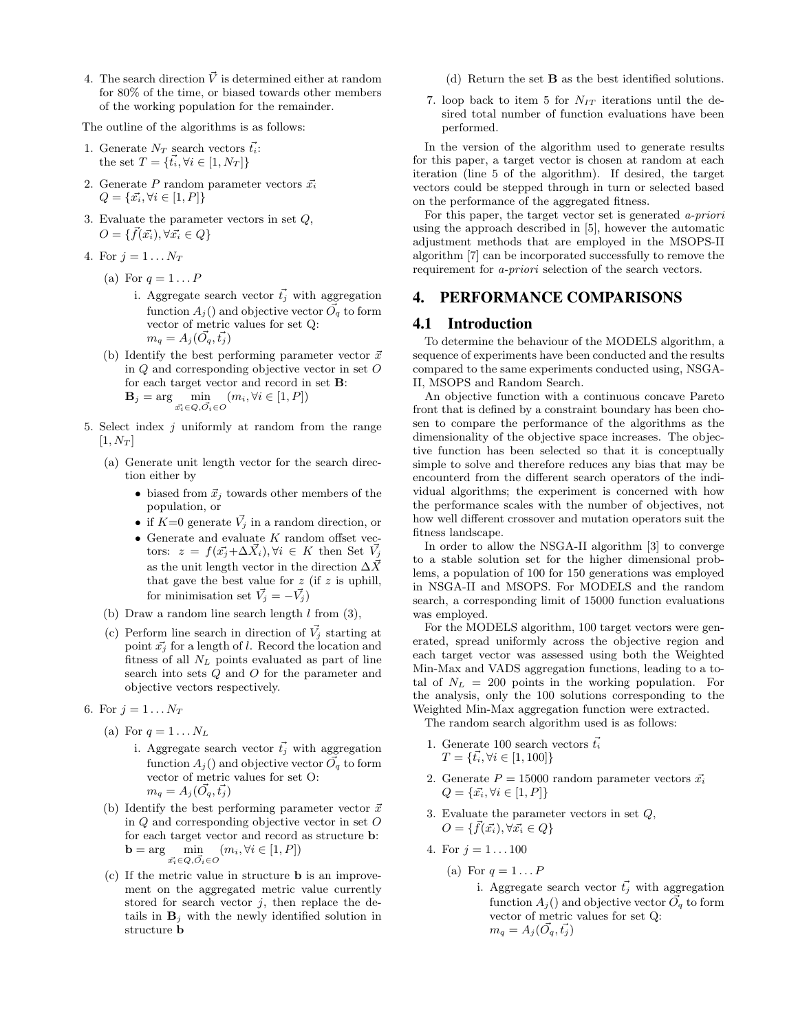4. The search direction $\vec{V}$ is determined either at random for 80% of the time, or biased towards other members of the working population for the remainder.

The outline of the algorithms is as follows:

1. Generate $N_T$ search vectors $\vec{t_i}$: the set $T = \{\vec{t_i}, \forall i \in [1, N_T]\}$
2. Generate $P$ random parameter vectors $\vec{x_i}$ $Q = \{\vec{x_i}, \forall i \in [1, P]\}$
3. Evaluate the parameter vectors in set $Q$, $O = \{\vec{f}(\vec{x_i}), \forall \vec{x_i} \in Q\}$
4. For $j = 1 \ldots N_T$
   (a) For $q = 1 \ldots P$
      i. Aggregate search vector $\vec{t_j}$ with aggregation function $A_j()$ and objective vector $\vec{O_q}$ to form vector of metric values for set Q: $m_q = A_j(\vec{O_q}, \vec{t_j})$
   (b) Identify the best performing parameter vector $\vec{x}$ in $Q$ and corresponding objective vector in set $O$ for each target vector and record in set $\mathbf{B}$: $\mathbf{B}_j = \arg \min_{\vec{x_i} \in Q, \vec{O_i} \in O} (m_i, \forall i \in [1, P])$
5. Select index $j$ uniformly at random from the range $[1, N_T]$
   (a) Generate unit length vector for the search direction either by
      - biased from $\vec{x_j}$ towards other members of the population, or
      - if $K$=0 generate $\vec{V_j}$ in a random direction, or
      - Generate and evaluate $K$ random offset vectors: $z = f(\vec{x_j} + \Delta\vec{X_i}), \forall i \in K$ then Set $\vec{V_j}$ as the unit length vector in the direction $\Delta\vec{X}$ that gave the best value for $z$ (if $z$ is uphill, for minimisation set $\vec{V_j} = -\vec{V_j}$)
   (b) Draw a random line search length $l$ from (3),
   (c) Perform line search in direction of $\vec{V_j}$ starting at point $\vec{x_j}$ for a length of $l$. Record the location and fitness of all $N_L$ points evaluated as part of line search into sets $Q$ and $O$ for the parameter and objective vectors respectively.
6. For $j = 1 \ldots N_T$
   (a) For $q = 1 \ldots N_L$
      i. Aggregate search vector $\vec{t_j}$ with aggregation function $A_j()$ and objective vector $\vec{O_q}$ to form vector of metric values for set O: $m_q = A_j(\vec{O_q}, \vec{t_j})$
   (b) Identify the best performing parameter vector $\vec{x}$ in $Q$ and corresponding objective vector in set $O$ for each target vector and record as structure $\mathbf{b}$: $\mathbf{b} = \arg \min_{\vec{x_i} \in Q, \vec{O_i} \in O} (m_i, \forall i \in [1, P])$
   (c) If the metric value in structure $\mathbf{b}$ is an improvement on the aggregated metric value currently stored for search vector $j$, then replace the details in $\mathbf{B}_j$ with the newly identified solution in structure $\mathbf{b}$
   (d) Return the set $\mathbf{B}$ as the best identified solutions.
7. loop back to item 5 for $N_{IT}$ iterations until the desired total number of function evaluations have been performed.

In the version of the algorithm used to generate results for this paper, a target vector is chosen at random at each iteration (line 5 of the algorithm). If desired, the target vectors could be stepped through in turn or selected based on the performance of the aggregated fitness.

For this paper, the target vector set is generated *a-priori* using the approach described in [5], however the automatic adjustment methods that are employed in the MSOPS-II algorithm [7] can be incorporated successfully to remove the requirement for *a-priori* selection of the search vectors.

# 4. PERFORMANCE COMPARISONS

## 4.1 Introduction

To determine the behaviour of the MODELS algorithm, a sequence of experiments have been conducted and the results compared to the same experiments conducted using, NSGA-II, MSOPS and Random Search.

An objective function with a continuous concave Pareto front that is defined by a constraint boundary has been chosen to compare the performance of the algorithms as the dimensionality of the objective space increases. The objective function has been selected so that it is conceptually simple to solve and therefore reduces any bias that may be encounterd from the different search operators of the individual algorithms; the experiment is concerned with how the performance scales with the number of objectives, not how well different crossover and mutation operators suit the fitness landscape.

In order to allow the NSGA-II algorithm [3] to converge to a stable solution set for the higher dimensional problems, a population of 100 for 150 generations was employed in NSGA-II and MSOPS. For MODELS and the random search, a corresponding limit of 15000 function evaluations was employed.

For the MODELS algorithm, 100 target vectors were generated, spread uniformly across the objective region and each target vector was assessed using both the Weighted Min-Max and VADS aggregation functions, leading to a total of $N_L$ = 200 points in the working population. For the analysis, only the 100 solutions corresponding to the Weighted Min-Max aggregation function were extracted.

The random search algorithm used is as follows:

1. Generate 100 search vectors $\vec{t_i}$ $T = \{\vec{t_i}, \forall i \in [1, 100]\}$
2. Generate $P = 15000$ random parameter vectors $\vec{x_i}$ $Q = \{\vec{x_i}, \forall i \in [1, P]\}$
3. Evaluate the parameter vectors in set $Q$, $O = \{\vec{f}(\vec{x_i}), \forall \vec{x_i} \in Q\}$
4. For $j = 1 \ldots 100$
   (a) For $q = 1 \ldots P$
      i. Aggregate search vector $\vec{t_j}$ with aggregation function $A_j()$ and objective vector $\vec{O_q}$ to form vector of metric values for set Q: $m_q = A_j(\vec{O_q}, \vec{t_j})$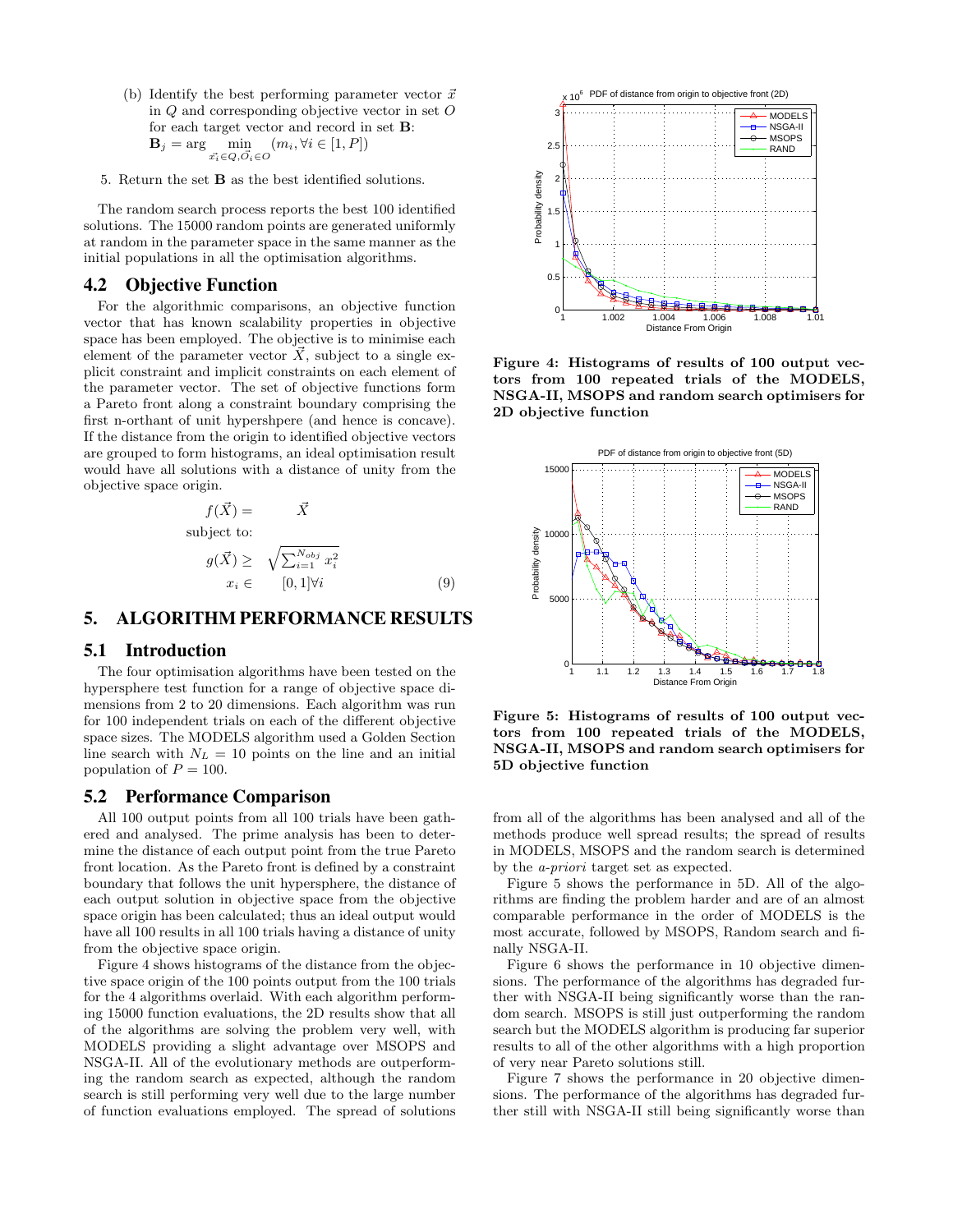(b) Identify the best performing parameter vector $\vec{x}$ in $Q$ and corresponding objective vector in set $O$ for each target vector and record in set **B**:

$$\mathbf{B}_j = \arg \min_{\vec{x_i} \in Q, \vec{O_i} \in O} (m_i, \forall i \in [1, P])$$

5. Return the set **B** as the best identified solutions.

The random search process reports the best 100 identified solutions. The 15000 random points are generated uniformly at random in the parameter space in the same manner as the initial populations in all the optimisation algorithms.

## 4.2 Objective Function

For the algorithmic comparisons, an objective function vector that has known scalability properties in objective space has been employed. The objective is to minimise each element of the parameter vector $\vec{X}$, subject to a single explicit constraint and implicit constraints on each element of the parameter vector. The set of objective functions form a Pareto front along a constraint boundary comprising the first n-orthant of unit hypershpere (and hence is concave). If the distance from the origin to identified objective vectors are grouped to form histograms, an ideal optimisation result would have all solutions with a distance of unity from the objective space origin.

$$
\begin{aligned}
f(\vec{X}) = & \quad \vec{X} \\
\text{subject to:} & \\
g(\vec{X}) \geq & \quad \sqrt{\textstyle\sum_{i=1}^{N_{obj}} x_i^2} \\
x_i \in & \quad [0,1] \forall i
\end{aligned} \tag{9}
$$

# 5. ALGORITHM PERFORMANCE RESULTS

## 5.1 Introduction

The four optimisation algorithms have been tested on the hypersphere test function for a range of objective space dimensions from 2 to 20 dimensions. Each algorithm was run for 100 independent trials on each of the different objective space sizes. The MODELS algorithm used a Golden Section line search with $N_L = 10$ points on the line and an initial population of $P = 100$.

## 5.2 Performance Comparison

All 100 output points from all 100 trials have been gathered and analysed. The prime analysis has been to determine the distance of each output point from the true Pareto front location. As the Pareto front is defined by a constraint boundary that follows the unit hypersphere, the distance of each output solution in objective space from the objective space origin has been calculated; thus an ideal output would have all 100 results in all 100 trials having a distance of unity from the objective space origin.

Figure 4 shows histograms of the distance from the objective space origin of the 100 points output from the 100 trials for the 4 algorithms overlaid. With each algorithm performing 15000 function evaluations, the 2D results show that all of the algorithms are solving the problem very well, with MODELS providing a slight advantage over MSOPS and NSGA-II. All of the evolutionary methods are outperforming the random search as expected, although the random search is still performing very well due to the large number of function evaluations employed. The spread of solutions from all of the algorithms has been analysed and all of the methods produce well spread results; the spread of results in MODELS, MSOPS and the random search is determined by the *a-priori* target set as expected.

**Figure 4: Histograms of results of 100 output vectors from 100 repeated trials of the MODELS, NSGA-II, MSOPS and random search optimisers for 2D objective function**

**Figure 5: Histograms of results of 100 output vectors from 100 repeated trials of the MODELS, NSGA-II, MSOPS and random search optimisers for 5D objective function**

Figure 5 shows the performance in 5D. All of the algorithms are finding the problem harder and are of an almost comparable performance in the order of MODELS is the most accurate, followed by MSOPS, Random search and finally NSGA-II.

Figure 6 shows the performance in 10 objective dimensions. The performance of the algorithms has degraded further with NSGA-II being significantly worse than the random search. MSOPS is still just outperforming the random search but the MODELS algorithm is producing far superior results to all of the other algorithms with a high proportion of very near Pareto solutions still.

Figure 7 shows the performance in 20 objective dimensions. The performance of the algorithms has degraded further still with NSGA-II still being significantly worse than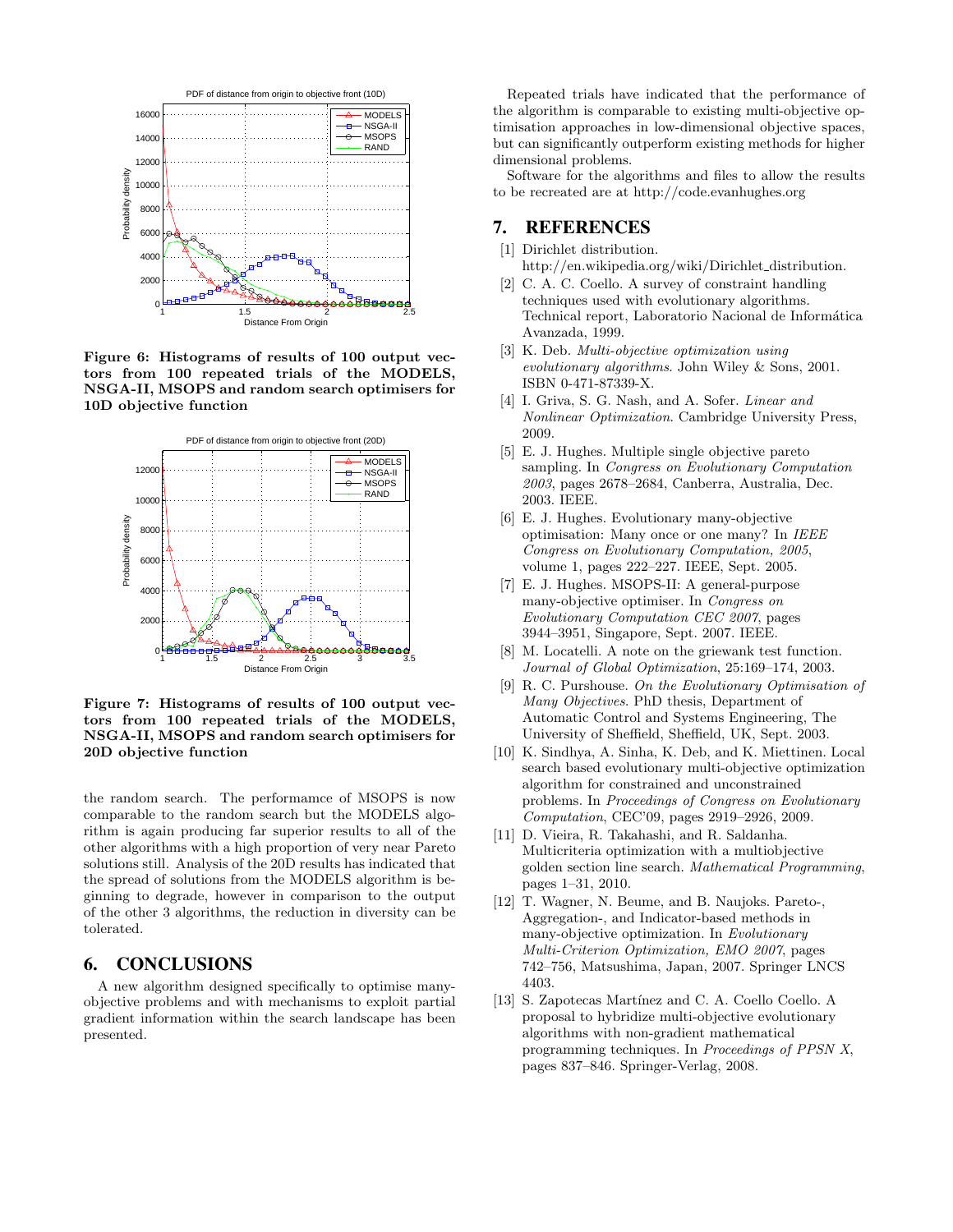PDF of distance from origin to objective front (10D)

MODELS
NSGA-II
MSOPS
RAND

Probability density

16000
14000
12000
10000
8000
6000
4000
2000
0

1
1.5
2
2.5

Distance From Origin

**Figure 6: Histograms of results of 100 output vectors from 100 repeated trials of the MODELS, NSGA-II, MSOPS and random search optimisers for 10D objective function**

PDF of distance from origin to objective front (20D)

MODELS
NSGA-II
MSOPS
RAND

Probability density

12000
10000
8000
6000
4000
2000
0

1
1.5
2
2.5
3
3.5

Distance From Origin

**Figure 7: Histograms of results of 100 output vectors from 100 repeated trials of the MODELS, NSGA-II, MSOPS and random search optimisers for 20D objective function**

the random search. The performamce of MSOPS is now comparable to the random search but the MODELS algorithm is again producing far superior results to all of the other algorithms with a high proportion of very near Pareto solutions still. Analysis of the 20D results has indicated that the spread of solutions from the MODELS algorithm is beginning to degrade, however in comparison to the output of the other 3 algorithms, the reduction in diversity can be tolerated.

## 6. CONCLUSIONS

A new algorithm designed specifically to optimise many-objective problems and with mechanisms to exploit partial gradient information within the search landscape has been presented.

Repeated trials have indicated that the performance of the algorithm is comparable to existing multi-objective optimisation approaches in low-dimensional objective spaces, but can significantly outperform existing methods for higher dimensional problems.

Software for the algorithms and files to allow the results to be recreated are at http://code.evanhughes.org

## 7. REFERENCES

[1] Dirichlet distribution. http://en.wikipedia.org/wiki/Dirichlet_distribution.

[2] C. A. C. Coello. A survey of constraint handling techniques used with evolutionary algorithms. Technical report, Laboratorio Nacional de Informática Avanzada, 1999.

[3] K. Deb. *Multi-objective optimization using evolutionary algorithms*. John Wiley & Sons, 2001. ISBN 0-471-87339-X.

[4] I. Griva, S. G. Nash, and A. Sofer. *Linear and Nonlinear Optimization*. Cambridge University Press, 2009.

[5] E. J. Hughes. Multiple single objective pareto sampling. In *Congress on Evolutionary Computation 2003*, pages 2678–2684, Canberra, Australia, Dec. 2003. IEEE.

[6] E. J. Hughes. Evolutionary many-objective optimisation: Many once or one many? In *IEEE Congress on Evolutionary Computation, 2005*, volume 1, pages 222–227. IEEE, Sept. 2005.

[7] E. J. Hughes. MSOPS-II: A general-purpose many-objective optimiser. In *Congress on Evolutionary Computation CEC 2007*, pages 3944–3951, Singapore, Sept. 2007. IEEE.

[8] M. Locatelli. A note on the griewank test function. *Journal of Global Optimization*, 25:169–174, 2003.

[9] R. C. Purshouse. *On the Evolutionary Optimisation of Many Objectives*. PhD thesis, Department of Automatic Control and Systems Engineering, The University of Sheffield, Sheffield, UK, Sept. 2003.

[10] K. Sindhya, A. Sinha, K. Deb, and K. Miettinen. Local search based evolutionary multi-objective optimization algorithm for constrained and unconstrained problems. In *Proceedings of Congress on Evolutionary Computation*, CEC'09, pages 2919–2926, 2009.

[11] D. Vieira, R. Takahashi, and R. Saldanha. Multicriteria optimization with a multiobjective golden section line search. *Mathematical Programming*, pages 1–31, 2010.

[12] T. Wagner, N. Beume, and B. Naujoks. Pareto-, Aggregation-, and Indicator-based methods in many-objective optimization. In *Evolutionary Multi-Criterion Optimization, EMO 2007*, pages 742–756, Matsushima, Japan, 2007. Springer LNCS 4403.

[13] S. Zapotecas Martínez and C. A. Coello Coello. A proposal to hybridize multi-objective evolutionary algorithms with non-gradient mathematical programming techniques. In *Proceedings of PPSN X*, pages 837–846. Springer-Verlag, 2008.